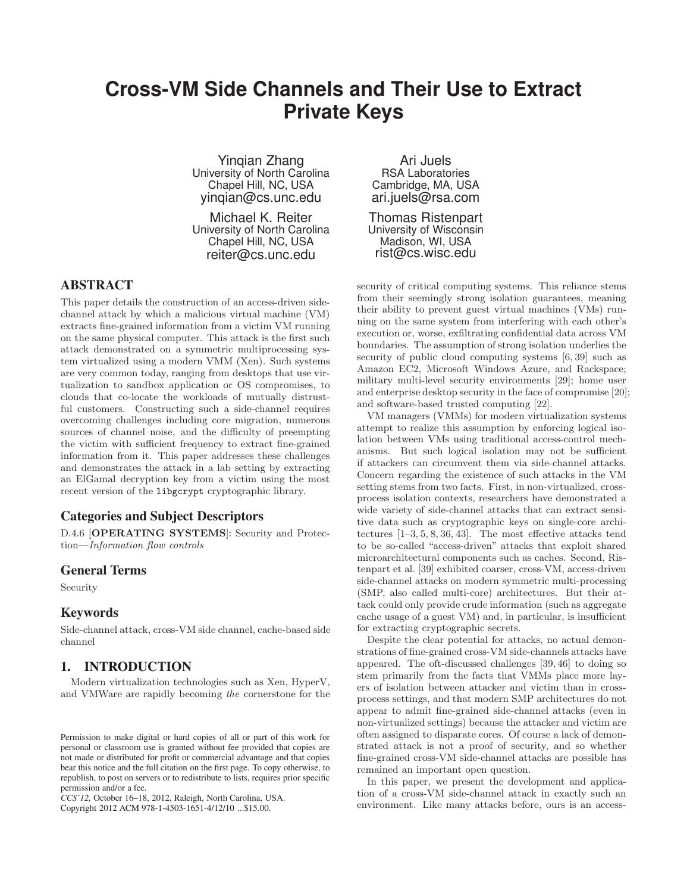# Cross-VM Side Channels and Their Use to Extract Private Keys

Yinqian Zhang
University of North Carolina
Chapel Hill, NC, USA
yinqian@cs.unc.edu

Ari Juels
RSA Laboratories
Cambridge, MA, USA
ari.juels@rsa.com

Michael K. Reiter
University of North Carolina
Chapel Hill, NC, USA
reiter@cs.unc.edu

Thomas Ristenpart
University of Wisconsin
Madison, WI, USA
rist@cs.wisc.edu

## ABSTRACT

This paper details the construction of an access-driven side-channel attack by which a malicious virtual machine (VM) extracts fine-grained information from a victim VM running on the same physical computer. This attack is the first such attack demonstrated on a symmetric multiprocessing system virtualized using a modern VMM (Xen). Such systems are very common today, ranging from desktops that use virtualization to sandbox application or OS compromises, to clouds that co-locate the workloads of mutually distrustful customers. Constructing such a side-channel requires overcoming challenges including core migration, numerous sources of channel noise, and the difficulty of preempting the victim with sufficient frequency to extract fine-grained information from it. This paper addresses these challenges and demonstrates the attack in a lab setting by extracting an ElGamal decryption key from a victim using the most recent version of the `libgcrypt` cryptographic library.

### Categories and Subject Descriptors

D.4.6 [**OPERATING SYSTEMS**]: Security and Protection—*Information flow controls*

### General Terms

Security

### Keywords

Side-channel attack, cross-VM side channel, cache-based side channel

## 1. INTRODUCTION

Modern virtualization technologies such as Xen, HyperV, and VMWare are rapidly becoming *the* cornerstone for the security of critical computing systems. This reliance stems from their seemingly strong isolation guarantees, meaning their ability to prevent guest virtual machines (VMs) running on the same system from interfering with each other's execution or, worse, exfiltrating confidential data across VM boundaries. The assumption of strong isolation underlies the security of public cloud computing systems [6, 39] such as Amazon EC2, Microsoft Windows Azure, and Rackspace; military multi-level security environments [29]; home user and enterprise desktop security in the face of compromise [20]; and software-based trusted computing [22].

VM managers (VMMs) for modern virtualization systems attempt to realize this assumption by enforcing logical isolation between VMs using traditional access-control mechanisms. But such logical isolation may not be sufficient if attackers can circumvent them via side-channel attacks. Concern regarding the existence of such attacks in the VM setting stems from two facts. First, in non-virtualized, cross-process isolation contexts, researchers have demonstrated a wide variety of side-channel attacks that can extract sensitive data such as cryptographic keys on single-core architectures [1–3, 5, 8, 36, 43]. The most effective attacks tend to be so-called "access-driven" attacks that exploit shared microarchitectural components such as caches. Second, Ristenpart et al. [39] exhibited coarser, cross-VM, access-driven side-channel attacks on modern symmetric multi-processing (SMP, also called multi-core) architectures. But their attack could only provide crude information (such as aggregate cache usage of a guest VM) and, in particular, is insufficient for extracting cryptographic secrets.

Despite the clear potential for attacks, no actual demonstrations of fine-grained cross-VM side-channels attacks have appeared. The oft-discussed challenges [39, 46] to doing so stem primarily from the facts that VMMs place more layers of isolation between attacker and victim than in cross-process settings, and that modern SMP architectures do not appear to admit fine-grained side-channel attacks (even in non-virtualized settings) because the attacker and victim are often assigned to disparate cores. Of course a lack of demonstrated attack is not a proof of security, and so whether fine-grained cross-VM side-channel attacks are possible has remained an important open question.

In this paper, we present the development and application of a cross-VM side-channel attack in exactly such an environment. Like many attacks before, ours is an access-

Permission to make digital or hard copies of all or part of this work for personal or classroom use is granted without fee provided that copies are not made or distributed for profit or commercial advantage and that copies bear this notice and the full citation on the first page. To copy otherwise, to republish, to post on servers or to redistribute to lists, requires prior specific permission and/or a fee.
*CCS'12,* October 16–18, 2012, Raleigh, North Carolina, USA.
Copyright 2012 ACM 978-1-4503-1651-4/12/10 ...$15.00.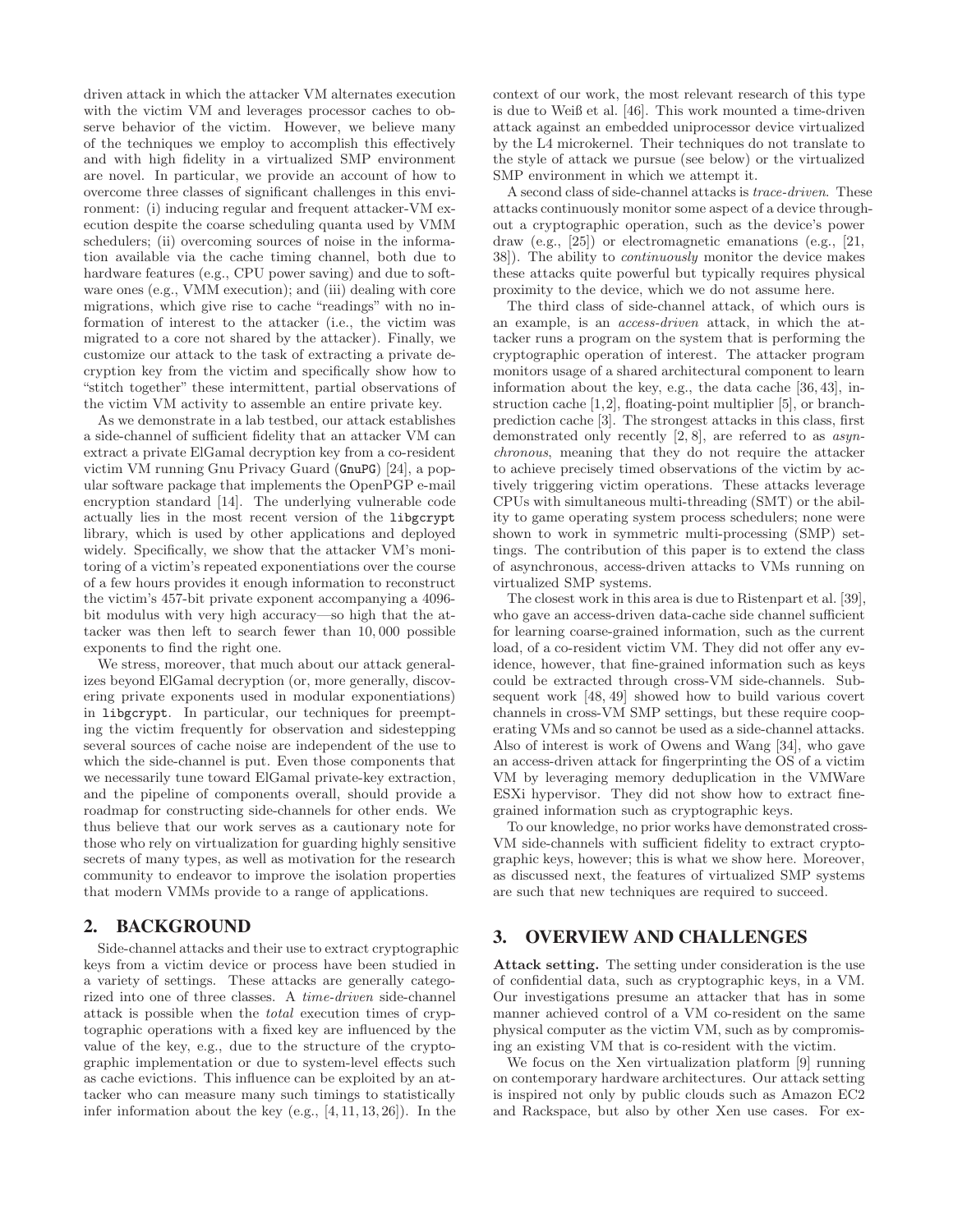driven attack in which the attacker VM alternates execution with the victim VM and leverages processor caches to observe behavior of the victim. However, we believe many of the techniques we employ to accomplish this effectively and with high fidelity in a virtualized SMP environment are novel. In particular, we provide an account of how to overcome three classes of significant challenges in this environment: (i) inducing regular and frequent attacker-VM execution despite the coarse scheduling quanta used by VMM schedulers; (ii) overcoming sources of noise in the information available via the cache timing channel, both due to hardware features (e.g., CPU power saving) and due to software ones (e.g., VMM execution); and (iii) dealing with core migrations, which give rise to cache "readings" with no information of interest to the attacker (i.e., the victim was migrated to a core not shared by the attacker). Finally, we customize our attack to the task of extracting a private decryption key from the victim and specifically show how to "stitch together" these intermittent, partial observations of the victim VM activity to assemble an entire private key.

As we demonstrate in a lab testbed, our attack establishes a side-channel of sufficient fidelity that an attacker VM can extract a private ElGamal decryption key from a co-resident victim VM running Gnu Privacy Guard (GnuPG) [24], a popular software package that implements the OpenPGP e-mail encryption standard [14]. The underlying vulnerable code actually lies in the most recent version of the libgcrypt library, which is used by other applications and deployed widely. Specifically, we show that the attacker VM's monitoring of a victim's repeated exponentiations over the course of a few hours provides it enough information to reconstruct the victim's 457-bit private exponent accompanying a 4096-bit modulus with very high accuracy—so high that the attacker was then left to search fewer than 10,000 possible exponents to find the right one.

We stress, moreover, that much about our attack generalizes beyond ElGamal decryption (or, more generally, discovering private exponents used in modular exponentiations) in libgcrypt. In particular, our techniques for preempting the victim frequently for observation and sidestepping several sources of cache noise are independent of the use to which the side-channel is put. Even those components that we necessarily tune toward ElGamal private-key extraction, and the pipeline of components overall, should provide a roadmap for constructing side-channels for other ends. We thus believe that our work serves as a cautionary note for those who rely on virtualization for guarding highly sensitive secrets of many types, as well as motivation for the research community to endeavor to improve the isolation properties that modern VMMs provide to a range of applications.

## 2. BACKGROUND

Side-channel attacks and their use to extract cryptographic keys from a victim device or process have been studied in a variety of settings. These attacks are generally categorized into one of three classes. A *time-driven* side-channel attack is possible when the *total* execution times of cryptographic operations with a fixed key are influenced by the value of the key, e.g., due to the structure of the cryptographic implementation or due to system-level effects such as cache evictions. This influence can be exploited by an attacker who can measure many such timings to statistically infer information about the key (e.g., [4, 11, 13, 26]). In the context of our work, the most relevant research of this type is due to Weiß et al. [46]. This work mounted a time-driven attack against an embedded uniprocessor device virtualized by the L4 microkernel. Their techniques do not translate to the style of attack we pursue (see below) or the virtualized SMP environment in which we attempt it.

A second class of side-channel attacks is *trace-driven*. These attacks continuously monitor some aspect of a device throughout a cryptographic operation, such as the device's power draw (e.g., [25]) or electromagnetic emanations (e.g., [21, 38]). The ability to *continuously* monitor the device makes these attacks quite powerful but typically requires physical proximity to the device, which we do not assume here.

The third class of side-channel attack, of which ours is an example, is an *access-driven* attack, in which the attacker runs a program on the system that is performing the cryptographic operation of interest. The attacker program monitors usage of a shared architectural component to learn information about the key, e.g., the data cache [36, 43], instruction cache [1, 2], floating-point multiplier [5], or branch-prediction cache [3]. The strongest attacks in this class, first demonstrated only recently [2, 8], are referred to as *asynchronous*, meaning that they do not require the attacker to achieve precisely timed observations of the victim by actively triggering victim operations. These attacks leverage CPUs with simultaneous multi-threading (SMT) or the ability to game operating system process schedulers; none were shown to work in symmetric multi-processing (SMP) settings. The contribution of this paper is to extend the class of asynchronous, access-driven attacks to VMs running on virtualized SMP systems.

The closest work in this area is due to Ristenpart et al. [39], who gave an access-driven data-cache side channel sufficient for learning coarse-grained information, such as the current load, of a co-resident victim VM. They did not offer any evidence, however, that fine-grained information such as keys could be extracted through cross-VM side-channels. Subsequent work [48, 49] showed how to build various covert channels in cross-VM SMP settings, but these require cooperating VMs and so cannot be used as a side-channel attacks. Also of interest is work of Owens and Wang [34], who gave an access-driven attack for fingerprinting the OS of a victim VM by leveraging memory deduplication in the VMWare ESXi hypervisor. They did not show how to extract fine-grained information such as cryptographic keys.

To our knowledge, no prior works have demonstrated cross-VM side-channels with sufficient fidelity to extract cryptographic keys, however; this is what we show here. Moreover, as discussed next, the features of virtualized SMP systems are such that new techniques are required to succeed.

## 3. OVERVIEW AND CHALLENGES

**Attack setting.** The setting under consideration is the use of confidential data, such as cryptographic keys, in a VM. Our investigations presume an attacker that has in some manner achieved control of a VM co-resident on the same physical computer as the victim VM, such as by compromising an existing VM that is co-resident with the victim.

We focus on the Xen virtualization platform [9] running on contemporary hardware architectures. Our attack setting is inspired not only by public clouds such as Amazon EC2 and Rackspace, but also by other Xen use cases. For ex-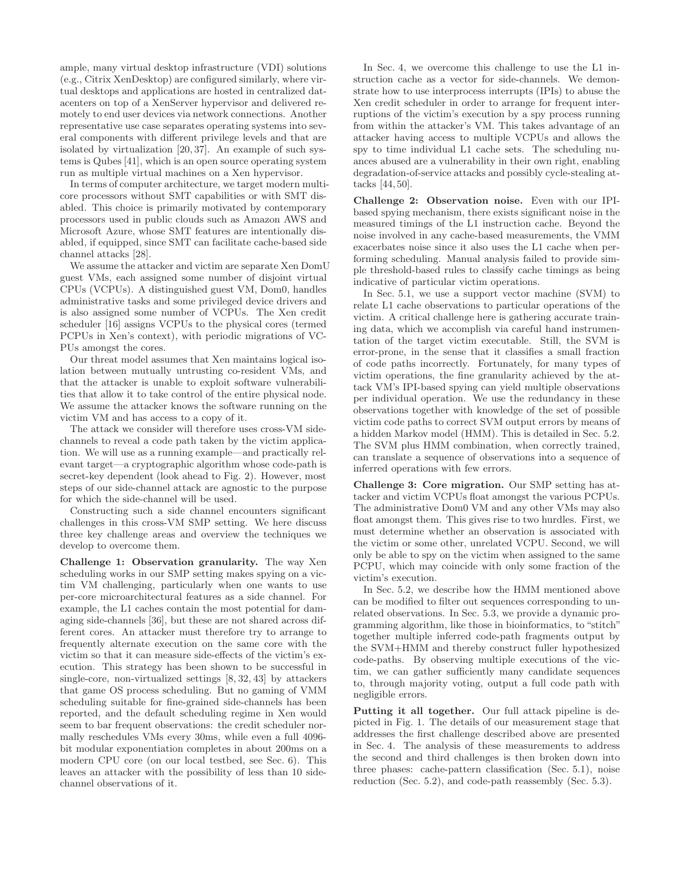ample, many virtual desktop infrastructure (VDI) solutions (e.g., Citrix XenDesktop) are configured similarly, where virtual desktops and applications are hosted in centralized datacenters on top of a XenServer hypervisor and delivered remotely to end user devices via network connections. Another representative use case separates operating systems into several components with different privilege levels and that are isolated by virtualization [20, 37]. An example of such systems is Qubes [41], which is an open source operating system run as multiple virtual machines on a Xen hypervisor.

In terms of computer architecture, we target modern multicore processors without SMT capabilities or with SMT disabled. This choice is primarily motivated by contemporary processors used in public clouds such as Amazon AWS and Microsoft Azure, whose SMT features are intentionally disabled, if equipped, since SMT can facilitate cache-based side channel attacks [28].

We assume the attacker and victim are separate Xen DomU guest VMs, each assigned some number of disjoint virtual CPUs (VCPUs). A distinguished guest VM, Dom0, handles administrative tasks and some privileged device drivers and is also assigned some number of VCPUs. The Xen credit scheduler [16] assigns VCPUs to the physical cores (termed PCPUs in Xen's context), with periodic migrations of VCPUs amongst the cores.

Our threat model assumes that Xen maintains logical isolation between mutually untrusting co-resident VMs, and that the attacker is unable to exploit software vulnerabilities that allow it to take control of the entire physical node. We assume the attacker knows the software running on the victim VM and has access to a copy of it.

The attack we consider will therefore uses cross-VM side-channels to reveal a code path taken by the victim application. We will use as a running example—and practically relevant target—a cryptographic algorithm whose code-path is secret-key dependent (look ahead to Fig. 2). However, most steps of our side-channel attack are agnostic to the purpose for which the side-channel will be used.

Constructing such a side channel encounters significant challenges in this cross-VM SMP setting. We here discuss three key challenge areas and overview the techniques we develop to overcome them.

**Challenge 1: Observation granularity.** The way Xen scheduling works in our SMP setting makes spying on a victim VM challenging, particularly when one wants to use per-core microarchitectural features as a side channel. For example, the L1 caches contain the most potential for damaging side-channels [36], but these are not shared across different cores. An attacker must therefore try to arrange to frequently alternate execution on the same core with the victim so that it can measure side-effects of the victim's execution. This strategy has been shown to be successful in single-core, non-virtualized settings [8, 32, 43] by attackers that game OS process scheduling. But no gaming of VMM scheduling suitable for fine-grained side-channels has been reported, and the default scheduling regime in Xen would seem to bar frequent observations: the credit scheduler normally reschedules VMs every 30ms, while even a full 4096-bit modular exponentiation completes in about 200ms on a modern CPU core (on our local testbed, see Sec. 6). This leaves an attacker with the possibility of less than 10 side-channel observations of it.

In Sec. 4, we overcome this challenge to use the L1 instruction cache as a vector for side-channels. We demonstrate how to use interprocess interrupts (IPIs) to abuse the Xen credit scheduler in order to arrange for frequent interruptions of the victim's execution by a spy process running from within the attacker's VM. This takes advantage of an attacker having access to multiple VCPUs and allows the spy to time individual L1 cache sets. The scheduling nuances abused are a vulnerability in their own right, enabling degradation-of-service attacks and possibly cycle-stealing attacks [44, 50].

**Challenge 2: Observation noise.** Even with our IPI-based spying mechanism, there exists significant noise in the measured timings of the L1 instruction cache. Beyond the noise involved in any cache-based measurements, the VMM exacerbates noise since it also uses the L1 cache when performing scheduling. Manual analysis failed to provide simple threshold-based rules to classify cache timings as being indicative of particular victim operations.

In Sec. 5.1, we use a support vector machine (SVM) to relate L1 cache observations to particular operations of the victim. A critical challenge here is gathering accurate training data, which we accomplish via careful hand instrumentation of the target victim executable. Still, the SVM is error-prone, in the sense that it classifies a small fraction of code paths incorrectly. Fortunately, for many types of victim operations, the fine granularity achieved by the attack VM's IPI-based spying can yield multiple observations per individual operation. We use the redundancy in these observations together with knowledge of the set of possible victim code paths to correct SVM output errors by means of a hidden Markov model (HMM). This is detailed in Sec. 5.2. The SVM plus HMM combination, when correctly trained, can translate a sequence of observations into a sequence of inferred operations with few errors.

**Challenge 3: Core migration.** Our SMP setting has attacker and victim VCPUs float amongst the various PCPUs. The administrative Dom0 VM and any other VMs may also float amongst them. This gives rise to two hurdles. First, we must determine whether an observation is associated with the victim or some other, unrelated VCPU. Second, we will only be able to spy on the victim when assigned to the same PCPU, which may coincide with only some fraction of the victim's execution.

In Sec. 5.2, we describe how the HMM mentioned above can be modified to filter out sequences corresponding to unrelated observations. In Sec. 5.3, we provide a dynamic programming algorithm, like those in bioinformatics, to "stitch" together multiple inferred code-path fragments output by the SVM+HMM and thereby construct fuller hypothesized code-paths. By observing multiple executions of the victim, we can gather sufficiently many candidate sequences to, through majority voting, output a full code path with negligible errors.

**Putting it all together.** Our full attack pipeline is depicted in Fig. 1. The details of our measurement stage that addresses the first challenge described above are presented in Sec. 4. The analysis of these measurements to address the second and third challenges is then broken down into three phases: cache-pattern classification (Sec. 5.1), noise reduction (Sec. 5.2), and code-path reassembly (Sec. 5.3).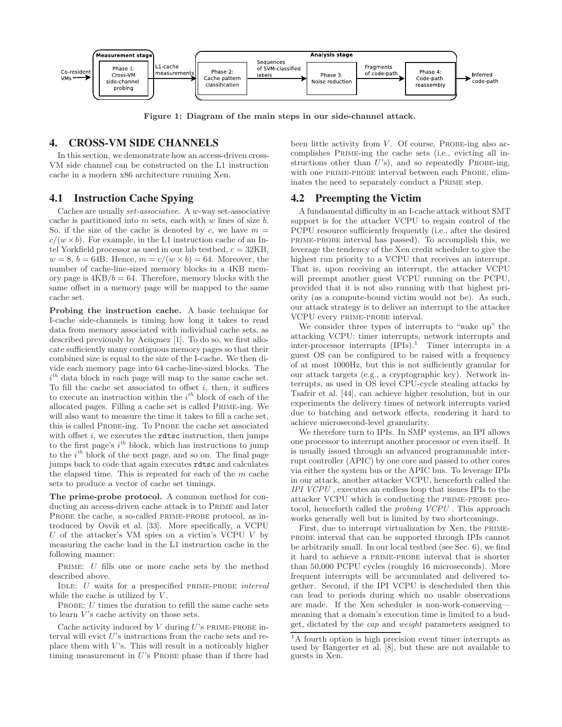Figure 1: Diagram of the main steps in our side-channel attack.

## 4. CROSS-VM SIDE CHANNELS

In this section, we demonstrate how an access-driven cross-VM side channel can be constructed on the L1 instruction cache in a modern x86 architecture running Xen.

### 4.1 Instruction Cache Spying

Caches are usually *set-associative*. A $w$-way set-associative cache is partitioned into $m$ sets, each with $w$ lines of size $b$. So, if the size of the cache is denoted by $c$, we have $m = c/(w \times b)$. For example, in the L1 instruction cache of an Intel Yorkfield processor as used in our lab testbed, $c = 32$KB, $w = 8$, $b = 64$B. Hence, $m = c/(w \times b) = 64$. Moreover, the number of cache-line-sized memory blocks in a 4KB memory page is $4\text{KB}/b = 64$. Therefore, memory blocks with the same offset in a memory page will be mapped to the same cache set.

**Probing the instruction cache.** A basic technique for I-cache side-channels is timing how long it takes to read data from memory associated with individual cache sets, as described previously by Aciiçmez [1]. To do so, we first allocate sufficiently many contiguous memory pages so that their combined size is equal to the size of the I-cache. We then divide each memory page into 64 cache-line-sized blocks. The $i^{th}$ data block in each page will map to the same cache set. To fill the cache set associated to offset $i$, then, it suffices to execute an instruction within the $i^{th}$ block of each of the allocated pages. Filling a cache set is called PRIME-ing. We will also want to measure the time it takes to fill a cache set, this is called PROBE-ing. To PROBE the cache set associated with offset $i$, we executes the `rdtsc` instruction, then jumps to the first page's $i^{th}$ block, which has instructions to jump to the $i^{th}$ block of the next page, and so on. The final page jumps back to code that again executes `rdtsc` and calculates the elapsed time. This is repeated for each of the $m$ cache sets to produce a vector of cache set timings.

**The prime-probe protocol.** A common method for conducting an access-driven cache attack is to PRIME and later PROBE the cache, a so-called PRIME-PROBE protocol, as introduced by Osvik et al. [33]. More specifically, a VCPU $U$ of the attacker's VM spies on a victim's VCPU $V$ by measuring the cache load in the L1 instruction cache in the following manner:

PRIME: $U$ fills one or more cache sets by the method described above.

IDLE: $U$ waits for a prespecified PRIME-PROBE *interval* while the cache is utilized by $V$.

PROBE: $U$ times the duration to refill the same cache sets to learn $V$'s cache activity on those sets.

Cache activity induced by $V$ during $U$'s PRIME-PROBE interval will evict $U$'s instructions from the cache sets and replace them with $V$'s. This will result in a noticeably higher timing measurement in $U$'s PROBE phase than if there had been little activity from $V$. Of course, PROBE-ing also accomplishes PRIME-ing the cache sets (i.e., evicting all instructions other than $U$'s), and so repeatedly PROBE-ing, with one PRIME-PROBE interval between each PROBE, eliminates the need to separately conduct a PRIME step.

### 4.2 Preempting the Victim

A fundamental difficulty in an I-cache attack without SMT support is for the attacker VCPU to regain control of the PCPU resource sufficiently frequently (i.e., after the desired PRIME-PROBE interval has passed). To accomplish this, we leverage the tendency of the Xen credit scheduler to give the highest run priority to a VCPU that receives an interrupt. That is, upon receiving an interrupt, the attacker VCPU will preempt another guest VCPU running on the PCPU, provided that it is not also running with that highest priority (as a compute-bound victim would not be). As such, our attack strategy is to deliver an interrupt to the attacker VCPU every PRIME-PROBE interval.

We consider three types of interrupts to "wake up" the attacking VCPU: timer interrupts, network interrupts and inter-processor interrupts (IPIs).[1] Timer interrupts in a guest OS can be configured to be raised with a frequency of at most 1000Hz, but this is not sufficiently granular for our attack targets (e.g., a cryptographic key). Network interrupts, as used in OS level CPU-cycle stealing attacks by Tsafrir et al. [44], can achieve higher resolution, but in our experiments the delivery times of network interrupts varied due to batching and network effects, rendering it hard to achieve microsecond-level granularity.

We therefore turn to IPIs. In SMP systems, an IPI allows one processor to interrupt another processor or even itself. It is usually issued through an advanced programmable interrupt controller (APIC) by one core and passed to other cores via either the system bus or the APIC bus. To leverage IPIs in our attack, another attacker VCPU, henceforth called the *IPI VCPU*, executes an endless loop that issues IPIs to the attacker VCPU which is conducting the PRIME-PROBE protocol, henceforth called the *probing VCPU*. This approach works generally well but is limited by two shortcomings.

First, due to interrupt virtualization by Xen, the PRIME-PROBE interval that can be supported through IPIs cannot be arbitrarily small. In our local testbed (see Sec. 6), we find it hard to achieve a PRIME-PROBE interval that is shorter than 50,000 PCPU cycles (roughly 16 microseconds). More frequent interrupts will be accumulated and delivered together. Second, if the IPI VCPU is descheduled then this can lead to periods during which no usable observations are made. If the Xen scheduler is non-work-conserving—meaning that a domain's execution time is limited to a budget, dictated by the *cap* and *weight* parameters assigned to

[1] A fourth option is high precision event timer interrupts as used by Bangerter et al. [8], but these are not available to guests in Xen.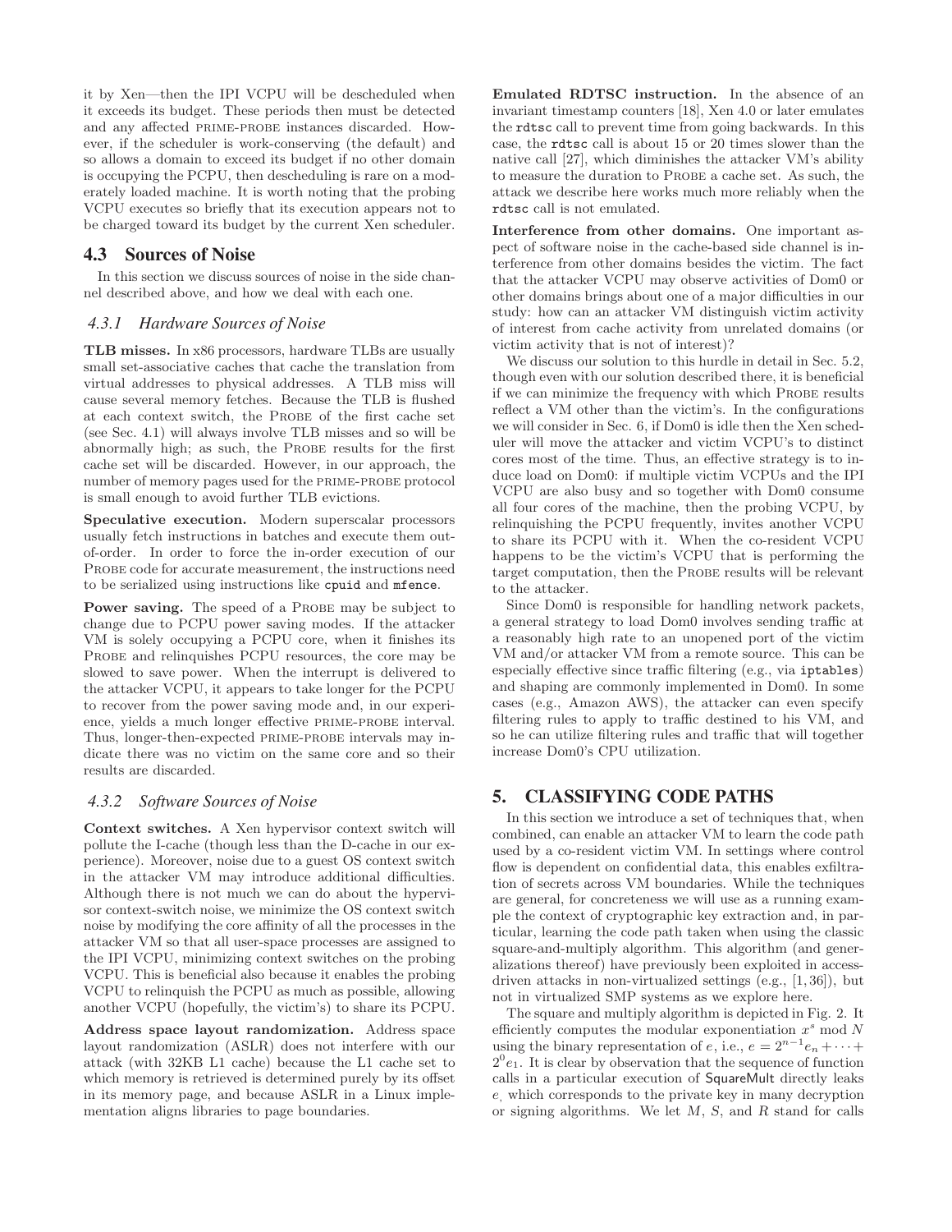it by Xen—then the IPI VCPU will be descheduled when it exceeds its budget. These periods then must be detected and any affected PRIME-PROBE instances discarded. However, if the scheduler is work-conserving (the default) and so allows a domain to exceed its budget if no other domain is occupying the PCPU, then descheduling is rare on a moderately loaded machine. It is worth noting that the probing VCPU executes so briefly that its execution appears not to be charged toward its budget by the current Xen scheduler.

## 4.3 Sources of Noise

In this section we discuss sources of noise in the side channel described above, and how we deal with each one.

### 4.3.1 *Hardware Sources of Noise*

**TLB misses.** In x86 processors, hardware TLBs are usually small set-associative caches that cache the translation from virtual addresses to physical addresses. A TLB miss will cause several memory fetches. Because the TLB is flushed at each context switch, the PROBE of the first cache set (see Sec. 4.1) will always involve TLB misses and so will be abnormally high; as such, the PROBE results for the first cache set will be discarded. However, in our approach, the number of memory pages used for the PRIME-PROBE protocol is small enough to avoid further TLB evictions.

**Speculative execution.** Modern superscalar processors usually fetch instructions in batches and execute them out-of-order. In order to force the in-order execution of our PROBE code for accurate measurement, the instructions need to be serialized using instructions like `cpuid` and `mfence`.

**Power saving.** The speed of a PROBE may be subject to change due to PCPU power saving modes. If the attacker VM is solely occupying a PCPU core, when it finishes its PROBE and relinquishes PCPU resources, the core may be slowed to save power. When the interrupt is delivered to the attacker VCPU, it appears to take longer for the PCPU to recover from the power saving mode and, in our experience, yields a much longer effective PRIME-PROBE interval. Thus, longer-then-expected PRIME-PROBE intervals may indicate there was no victim on the same core and so their results are discarded.

### 4.3.2 *Software Sources of Noise*

**Context switches.** A Xen hypervisor context switch will pollute the I-cache (though less than the D-cache in our experience). Moreover, noise due to a guest OS context switch in the attacker VM may introduce additional difficulties. Although there is not much we can do about the hypervisor context-switch noise, we minimize the OS context switch noise by modifying the core affinity of all the processes in the attacker VM so that all user-space processes are assigned to the IPI VCPU, minimizing context switches on the probing VCPU. This is beneficial also because it enables the probing VCPU to relinquish the PCPU as much as possible, allowing another VCPU (hopefully, the victim's) to share its PCPU.

**Address space layout randomization.** Address space layout randomization (ASLR) does not interfere with our attack (with 32KB L1 cache) because the L1 cache set to which memory is retrieved is determined purely by its offset in its memory page, and because ASLR in a Linux implementation aligns libraries to page boundaries.

**Emulated RDTSC instruction.** In the absence of an invariant timestamp counters [18], Xen 4.0 or later emulates the `rdtsc` call to prevent time from going backwards. In this case, the `rdtsc` call is about 15 or 20 times slower than the native call [27], which diminishes the attacker VM's ability to measure the duration to PROBE a cache set. As such, the attack we describe here works much more reliably when the `rdtsc` call is not emulated.

**Interference from other domains.** One important aspect of software noise in the cache-based side channel is interference from other domains besides the victim. The fact that the attacker VCPU may observe activities of Dom0 or other domains brings about one of a major difficulties in our study: how can an attacker VM distinguish victim activity of interest from cache activity from unrelated domains (or victim activity that is not of interest)?

We discuss our solution to this hurdle in detail in Sec. 5.2, though even with our solution described there, it is beneficial if we can minimize the frequency with which PROBE results reflect a VM other than the victim's. In the configurations we will consider in Sec. 6, if Dom0 is idle then the Xen scheduler will move the attacker and victim VCPU's to distinct cores most of the time. Thus, an effective strategy is to induce load on Dom0: if multiple victim VCPUs and the IPI VCPU are also busy and so together with Dom0 consume all four cores of the machine, then the probing VCPU, by relinquishing the PCPU frequently, invites another VCPU to share its PCPU with it. When the co-resident VCPU happens to be the victim's VCPU that is performing the target computation, then the PROBE results will be relevant to the attacker.

Since Dom0 is responsible for handling network packets, a general strategy to load Dom0 involves sending traffic at a reasonably high rate to an unopened port of the victim VM and/or attacker VM from a remote source. This can be especially effective since traffic filtering (e.g., via `iptables`) and shaping are commonly implemented in Dom0. In some cases (e.g., Amazon AWS), the attacker can even specify filtering rules to apply to traffic destined to his VM, and so he can utilize filtering rules and traffic that will together increase Dom0's CPU utilization.

# 5. CLASSIFYING CODE PATHS

In this section we introduce a set of techniques that, when combined, can enable an attacker VM to learn the code path used by a co-resident victim VM. In settings where control flow is dependent on confidential data, this enables exfiltration of secrets across VM boundaries. While the techniques are general, for concreteness we will use as a running example the context of cryptographic key extraction and, in particular, learning the code path taken when using the classic square-and-multiply algorithm. This algorithm (and generalizations thereof) have previously been exploited in access-driven attacks in non-virtualized settings (e.g., [1, 36]), but not in virtualized SMP systems as we explore here.

The square and multiply algorithm is depicted in Fig. 2. It efficiently computes the modular exponentiation $x^s \bmod N$ using the binary representation of $e$, i.e., $e = 2^{n-1}e_n + \cdots + 2^0 e_1$. It is clear by observation that the sequence of function calls in a particular execution of SquareMult directly leaks $e$, which corresponds to the private key in many decryption or signing algorithms. We let $M$, $S$, and $R$ stand for calls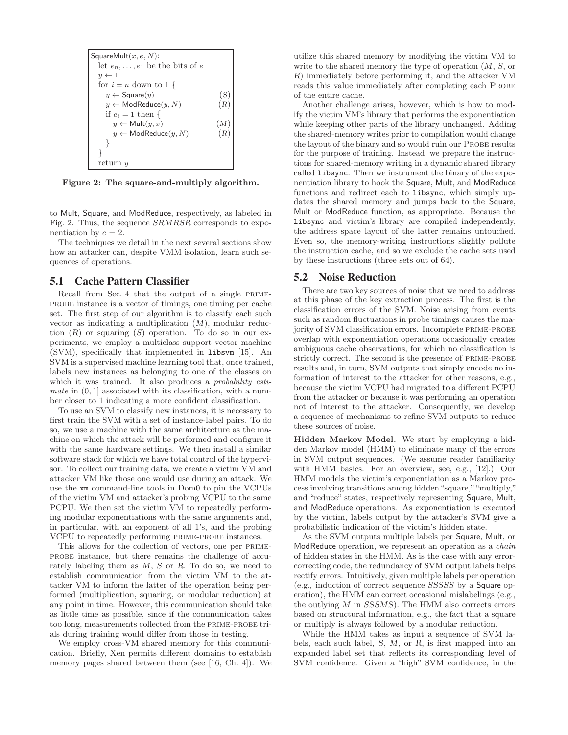```
SquareMult(x, e, N):
  let e_n, ..., e_1 be the bits of e
  y ← 1
  for i = n down to 1 {
    y ← Square(y)                    (S)
    y ← ModReduce(y, N)              (R)
    if e_i = 1 then {
      y ← Mult(y, x)                 (M)
      y ← ModReduce(y, N)            (R)
    }
  }
  return y
```

**Figure 2: The square-and-multiply algorithm.**

to Mult, Square, and ModReduce, respectively, as labeled in Fig. 2. Thus, the sequence *SRMRSR* corresponds to exponentiation by $e = 2$.

The techniques we detail in the next several sections show how an attacker can, despite VMM isolation, learn such sequences of operations.

## 5.1 Cache Pattern Classifier

Recall from Sec. 4 that the output of a single PRIME-PROBE instance is a vector of timings, one timing per cache set. The first step of our algorithm is to classify each such vector as indicating a multiplication ($M$), modular reduction ($R$) or squaring ($S$) operation. To do so in our experiments, we employ a multiclass support vector machine (SVM), specifically that implemented in `libsvm` [15]. An SVM is a supervised machine learning tool that, once trained, labels new instances as belonging to one of the classes on which it was trained. It also produces a *probability estimate* in $(0, 1]$ associated with its classification, with a number closer to 1 indicating a more confident classification.

To use an SVM to classify new instances, it is necessary to first train the SVM with a set of instance-label pairs. To do so, we use a machine with the same architecture as the machine on which the attack will be performed and configure it with the same hardware settings. We then install a similar software stack for which we have total control of the hypervisor. To collect our training data, we create a victim VM and attacker VM like those one would use during an attack. We use the `xm` command-line tools in Dom0 to pin the VCPUs of the victim VM and attacker's probing VCPU to the same PCPU. We then set the victim VM to repeatedly performing modular exponentiations with the same arguments and, in particular, with an exponent of all 1's, and the probing VCPU to repeatedly performing PRIME-PROBE instances.

This allows for the collection of vectors, one per PRIME-PROBE instance, but there remains the challenge of accurately labeling them as $M$, $S$ or $R$. To do so, we need to establish communication from the victim VM to the attacker VM to inform the latter of the operation being performed (multiplication, squaring, or modular reduction) at any point in time. However, this communication should take as little time as possible, since if the communication takes too long, measurements collected from the PRIME-PROBE trials during training would differ from those in testing.

We employ cross-VM shared memory for this communication. Briefly, Xen permits different domains to establish memory pages shared between them (see [16, Ch. 4]). We utilize this shared memory by modifying the victim VM to write to the shared memory the type of operation ($M$, $S$, or $R$) immediately before performing it, and the attacker VM reads this value immediately after completing each PROBE of the entire cache.

Another challenge arises, however, which is how to modify the victim VM's library that performs the exponentiation while keeping other parts of the library unchanged. Adding the shared-memory writes prior to compilation would change the layout of the binary and so would ruin our PROBE results for the purpose of training. Instead, we prepare the instructions for shared-memory writing in a dynamic shared library called `libsync`. Then we instrument the binary of the exponentiation library to hook the Square, Mult, and ModReduce functions and redirect each to `libsync`, which simply updates the shared memory and jumps back to the Square, Mult or ModReduce function, as appropriate. Because the `libsync` and victim's library are compiled independently, the address space layout of the latter remains untouched. Even so, the memory-writing instructions slightly pollute the instruction cache, and so we exclude the cache sets used by these instructions (three sets out of 64).

## 5.2 Noise Reduction

There are two key sources of noise that we need to address at this phase of the key extraction process. The first is the classification errors of the SVM. Noise arising from events such as random fluctuations in probe timings causes the majority of SVM classification errors. Incomplete PRIME-PROBE overlap with exponentiation operations occasionally creates ambiguous cache observations, for which no classification is strictly correct. The second is the presence of PRIME-PROBE results and, in turn, SVM outputs that simply encode no information of interest to the attacker for other reasons, e.g., because the victim VCPU had migrated to a different PCPU from the attacker or because it was performing an operation not of interest to the attacker. Consequently, we develop a sequence of mechanisms to refine SVM outputs to reduce these sources of noise.

**Hidden Markov Model.** We start by employing a hidden Markov model (HMM) to eliminate many of the errors in SVM output sequences. (We assume reader familiarity with HMM basics. For an overview, see, e.g., [12].) Our HMM models the victim's exponentiation as a Markov process involving transitions among hidden "square," "multiply," and "reduce" states, respectively representing Square, Mult, and ModReduce operations. As exponentiation is executed by the victim, labels output by the attacker's SVM give a probabilistic indication of the victim's hidden state.

As the SVM outputs multiple labels per Square, Mult, or ModReduce operation, we represent an operation as a *chain* of hidden states in the HMM. As is the case with any error-correcting code, the redundancy of SVM output labels helps rectify errors. Intuitively, given multiple labels per operation (e.g., induction of correct sequence *SSSSS* by a Square operation), the HMM can correct occasional mislabelings (e.g., the outlying $M$ in *SSSMS*). The HMM also corrects errors based on structural information, e.g., the fact that a square or multiply is always followed by a modular reduction.

While the HMM takes as input a sequence of SVM labels, each such label, $S$, $M$, or $R$, is first mapped into an expanded label set that reflects its corresponding level of SVM confidence. Given a "high" SVM confidence, in the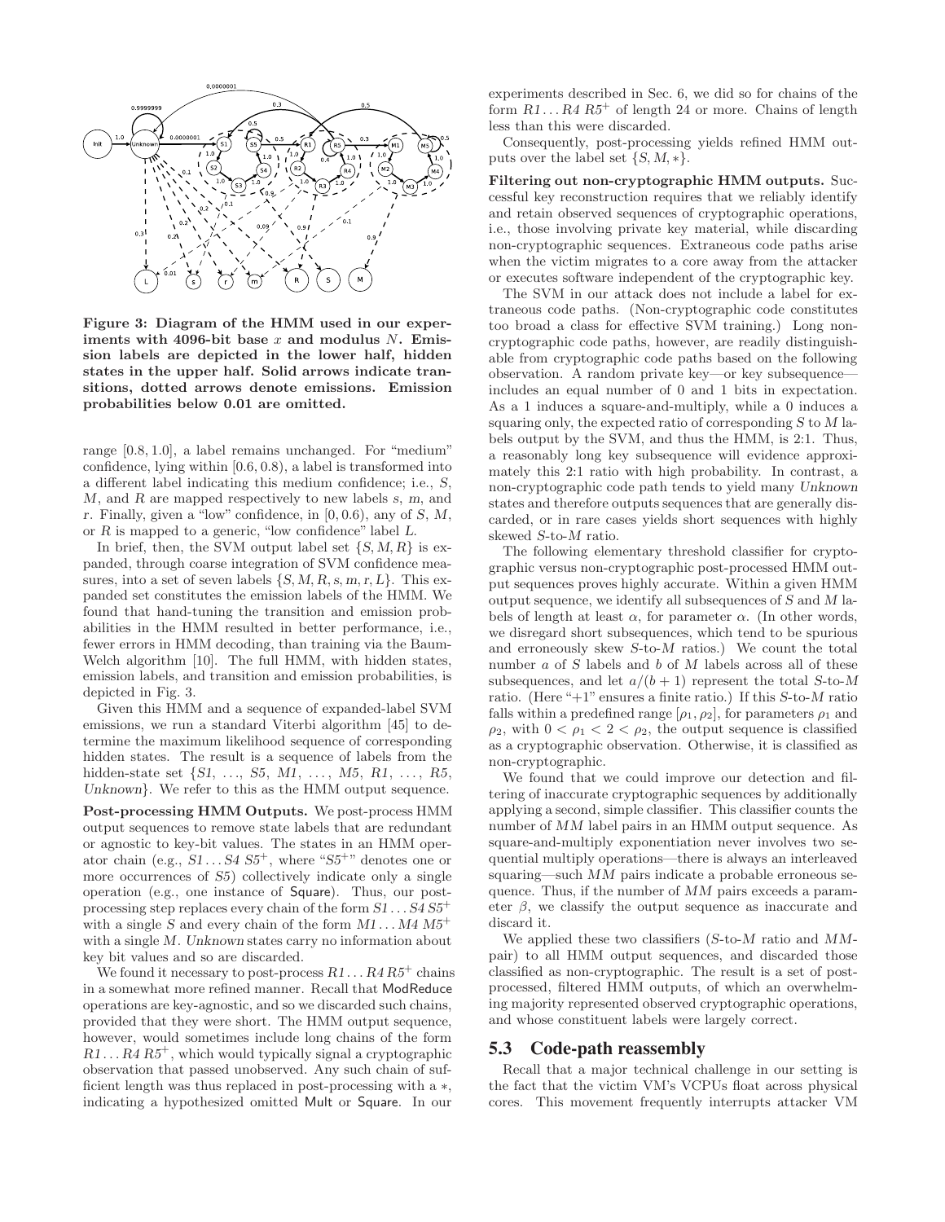Figure 3: Diagram of the HMM used in our experiments with 4096-bit base $x$ and modulus $N$. Emission labels are depicted in the lower half, hidden states in the upper half. Solid arrows indicate transitions, dotted arrows denote emissions. Emission probabilities below 0.01 are omitted.

range [0.8, 1.0], a label remains unchanged. For "medium" confidence, lying within [0.6, 0.8), a label is transformed into a different label indicating this medium confidence; i.e., $S$, $M$, and $R$ are mapped respectively to new labels $s$, $m$, and $r$. Finally, given a "low" confidence, in [0, 0.6), any of $S$, $M$, or $R$ is mapped to a generic, "low confidence" label $L$.

In brief, then, the SVM output label set $\{S, M, R\}$ is expanded, through coarse integration of SVM confidence measures, into a set of seven labels $\{S, M, R, s, m, r, L\}$. This expanded set constitutes the emission labels of the HMM. We found that hand-tuning the transition and emission probabilities in the HMM resulted in better performance, i.e., fewer errors in HMM decoding, than training via the Baum-Welch algorithm [10]. The full HMM, with hidden states, emission labels, and transition and emission probabilities, is depicted in Fig. 3.

Given this HMM and a sequence of expanded-label SVM emissions, we run a standard Viterbi algorithm [45] to determine the maximum likelihood sequence of corresponding hidden states. The result is a sequence of labels from the hidden-state set $\{S1, \ldots, S5, M1, \ldots, M5, R1, \ldots, R5,$ *Unknown*$\}$. We refer to this as the HMM output sequence.

**Post-processing HMM Outputs.** We post-process HMM output sequences to remove state labels that are redundant or agnostic to key-bit values. The states in an HMM operator chain (e.g., $S1 \ldots S4\ S5^{+}$, where "$S5^{+}$" denotes one or more occurrences of $S5$) collectively indicate only a single operation (e.g., one instance of Square). Thus, our post-processing step replaces every chain of the form $S1 \ldots S4\ S5^{+}$ with a single $S$ and every chain of the form $M1 \ldots M4\ M5^{+}$ with a single $M$. *Unknown* states carry no information about key bit values and so are discarded.

We found it necessary to post-process $R1 \ldots R4\ R5^{+}$ chains in a somewhat more refined manner. Recall that ModReduce operations are key-agnostic, and so we discarded such chains, provided that they were short. The HMM output sequence, however, would sometimes include long chains of the form $R1 \ldots R4\ R5^{+}$, which would typically signal a cryptographic observation that passed unobserved. Any such chain of sufficient length was thus replaced in post-processing with a $*$, indicating a hypothesized omitted Mult or Square. In our experiments described in Sec. 6, we did so for chains of the form $R1 \ldots R4\ R5^{+}$ of length 24 or more. Chains of length less than this were discarded.

Consequently, post-processing yields refined HMM outputs over the label set $\{S, M, *\}$.

**Filtering out non-cryptographic HMM outputs.** Successful key reconstruction requires that we reliably identify and retain observed sequences of cryptographic operations, i.e., those involving private key material, while discarding non-cryptographic sequences. Extraneous code paths arise when the victim migrates to a core away from the attacker or executes software independent of the cryptographic key.

The SVM in our attack does not include a label for extraneous code paths. (Non-cryptographic code constitutes too broad a class for effective SVM training.) Long non-cryptographic code paths, however, are readily distinguishable from cryptographic code paths based on the following observation. A random private key—or key subsequence—includes an equal number of 0 and 1 bits in expectation. As a 1 induces a square-and-multiply, while a 0 induces a squaring only, the expected ratio of corresponding $S$ to $M$ labels output by the SVM, and thus the HMM, is 2:1. Thus, a reasonably long key subsequence will evidence approximately this 2:1 ratio with high probability. In contrast, a non-cryptographic code path tends to yield many *Unknown* states and therefore outputs sequences that are generally discarded, or in rare cases yields short sequences with highly skewed $S$-to-$M$ ratio.

The following elementary threshold classifier for cryptographic versus non-cryptographic post-processed HMM output sequences proves highly accurate. Within a given HMM output sequence, we identify all subsequences of $S$ and $M$ labels of length at least $\alpha$, for parameter $\alpha$. (In other words, we disregard short subsequences, which tend to be spurious and erroneously skew $S$-to-$M$ ratios.) We count the total number $a$ of $S$ labels and $b$ of $M$ labels across all of these subsequences, and let $a/(b+1)$ represent the total $S$-to-$M$ ratio. (Here "+1" ensures a finite ratio.) If this $S$-to-$M$ ratio falls within a predefined range $[\rho_1, \rho_2]$, for parameters $\rho_1$ and $\rho_2$, with $0 < \rho_1 < 2 < \rho_2$, the output sequence is classified as a cryptographic observation. Otherwise, it is classified as non-cryptographic.

We found that we could improve our detection and filtering of inaccurate cryptographic sequences by additionally applying a second, simple classifier. This classifier counts the number of $MM$ label pairs in an HMM output sequence. As square-and-multiply exponentiation never involves two sequential multiply operations—there is always an interleaved squaring—such $MM$ pairs indicate a probable erroneous sequence. Thus, if the number of $MM$ pairs exceeds a parameter $\beta$, we classify the output sequence as inaccurate and discard it.

We applied these two classifiers ($S$-to-$M$ ratio and $MM$-pair) to all HMM output sequences, and discarded those classified as non-cryptographic. The result is a set of post-processed, filtered HMM outputs, of which an overwhelming majority represented observed cryptographic operations, and whose constituent labels were largely correct.

## 5.3 Code-path reassembly

Recall that a major technical challenge in our setting is the fact that the victim VM's VCPUs float across physical cores. This movement frequently interrupts attacker VM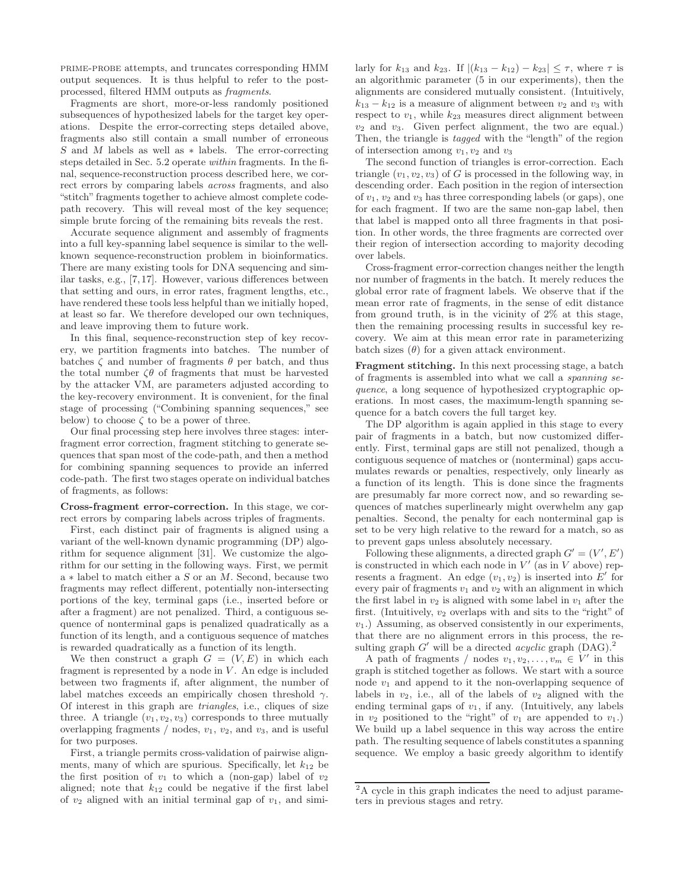PRIME-PROBE attempts, and truncates corresponding HMM output sequences. It is thus helpful to refer to the post-processed, filtered HMM outputs as *fragments*.

Fragments are short, more-or-less randomly positioned subsequences of hypothesized labels for the target key operations. Despite the error-correcting steps detailed above, fragments also still contain a small number of erroneous $S$ and $M$ labels as well as $*$ labels. The error-correcting steps detailed in Sec. 5.2 operate *within* fragments. In the final, sequence-reconstruction process described here, we correct errors by comparing labels *across* fragments, and also "stitch" fragments together to achieve almost complete code-path recovery. This will reveal most of the key sequence; simple brute forcing of the remaining bits reveals the rest.

Accurate sequence alignment and assembly of fragments into a full key-spanning label sequence is similar to the well-known sequence-reconstruction problem in bioinformatics. There are many existing tools for DNA sequencing and similar tasks, e.g., [7, 17]. However, various differences between that setting and ours, in error rates, fragment lengths, etc., have rendered these tools less helpful than we initially hoped, at least so far. We therefore developed our own techniques, and leave improving them to future work.

In this final, sequence-reconstruction step of key recovery, we partition fragments into batches. The number of batches $\zeta$ and number of fragments $\theta$ per batch, and thus the total number $\zeta\theta$ of fragments that must be harvested by the attacker VM, are parameters adjusted according to the key-recovery environment. It is convenient, for the final stage of processing ("Combining spanning sequences," see below) to choose $\zeta$ to be a power of three.

Our final processing step here involves three stages: inter-fragment error correction, fragment stitching to generate sequences that span most of the code-path, and then a method for combining spanning sequences to provide an inferred code-path. The first two stages operate on individual batches of fragments, as follows:

**Cross-fragment error-correction.** In this stage, we correct errors by comparing labels across triples of fragments.

First, each distinct pair of fragments is aligned using a variant of the well-known dynamic programming (DP) algorithm for sequence alignment [31]. We customize the algorithm for our setting in the following ways. First, we permit a $*$ label to match either a $S$ or an $M$. Second, because two fragments may reflect different, potentially non-intersecting portions of the key, terminal gaps (i.e., inserted before or after a fragment) are not penalized. Third, a contiguous sequence of nonterminal gaps is penalized quadratically as a function of its length, and a contiguous sequence of matches is rewarded quadratically as a function of its length.

We then construct a graph $G = (V, E)$ in which each fragment is represented by a node in $V$. An edge is included between two fragments if, after alignment, the number of label matches exceeds an empirically chosen threshold $\gamma$. Of interest in this graph are *triangles*, i.e., cliques of size three. A triangle $(v_1, v_2, v_3)$ corresponds to three mutually overlapping fragments / nodes, $v_1$, $v_2$, and $v_3$, and is useful for two purposes.

First, a triangle permits cross-validation of pairwise alignments, many of which are spurious. Specifically, let $k_{12}$ be the first position of $v_1$ to which a (non-gap) label of $v_2$ aligned; note that $k_{12}$ could be negative if the first label of $v_2$ aligned with an initial terminal gap of $v_1$, and similarly for $k_{13}$ and $k_{23}$. If $|(k_{13} - k_{12}) - k_{23}| \leq \tau$, where $\tau$ is an algorithmic parameter (5 in our experiments), then the alignments are considered mutually consistent. (Intuitively, $k_{13} - k_{12}$ is a measure of alignment between $v_2$ and $v_3$ with respect to $v_1$, while $k_{23}$ measures direct alignment between $v_2$ and $v_3$. Given perfect alignment, the two are equal.) Then, the triangle is *tagged* with the "length" of the region of intersection among $v_1, v_2$ and $v_3$

The second function of triangles is error-correction. Each triangle $(v_1, v_2, v_3)$ of $G$ is processed in the following way, in descending order. Each position in the region of intersection of $v_1$, $v_2$ and $v_3$ has three corresponding labels (or gaps), one for each fragment. If two are the same non-gap label, then that label is mapped onto all three fragments in that position. In other words, the three fragments are corrected over their region of intersection according to majority decoding over labels.

Cross-fragment error-correction changes neither the length nor number of fragments in the batch. It merely reduces the global error rate of fragment labels. We observe that if the mean error rate of fragments, in the sense of edit distance from ground truth, is in the vicinity of 2% at this stage, then the remaining processing results in successful key recovery. We aim at this mean error rate in parameterizing batch sizes ($\theta$) for a given attack environment.

**Fragment stitching.** In this next processing stage, a batch of fragments is assembled into what we call a *spanning sequence*, a long sequence of hypothesized cryptographic operations. In most cases, the maximum-length spanning sequence for a batch covers the full target key.

The DP algorithm is again applied in this stage to every pair of fragments in a batch, but now customized differently. First, terminal gaps are still not penalized, though a contiguous sequence of matches or (nonterminal) gaps accumulates rewards or penalties, respectively, only linearly as a function of its length. This is done since the fragments are presumably far more correct now, and so rewarding sequences of matches superlinearly might overwhelm any gap penalties. Second, the penalty for each nonterminal gap is set to be very high relative to the reward for a match, so as to prevent gaps unless absolutely necessary.

Following these alignments, a directed graph $G' = (V', E')$ is constructed in which each node in $V'$ (as in $V$ above) represents a fragment. An edge $(v_1, v_2)$ is inserted into $E'$ for every pair of fragments $v_1$ and $v_2$ with an alignment in which the first label in $v_2$ is aligned with some label in $v_1$ after the first. (Intuitively, $v_2$ overlaps with and sits to the "right" of $v_1$.) Assuming, as observed consistently in our experiments, that there are no alignment errors in this process, the resulting graph $G'$ will be a directed *acyclic* graph (DAG).[2]

A path of fragments / nodes $v_1, v_2, \ldots, v_m \in V'$ in this graph is stitched together as follows. We start with a source node $v_1$ and append to it the non-overlapping sequence of labels in $v_2$, i.e., all of the labels of $v_2$ aligned with the ending terminal gaps of $v_1$, if any. (Intuitively, any labels in $v_2$ positioned to the "right" of $v_1$ are appended to $v_1$.) We build up a label sequence in this way across the entire path. The resulting sequence of labels constitutes a spanning sequence. We employ a basic greedy algorithm to identify

[2] A cycle in this graph indicates the need to adjust parameters in previous stages and retry.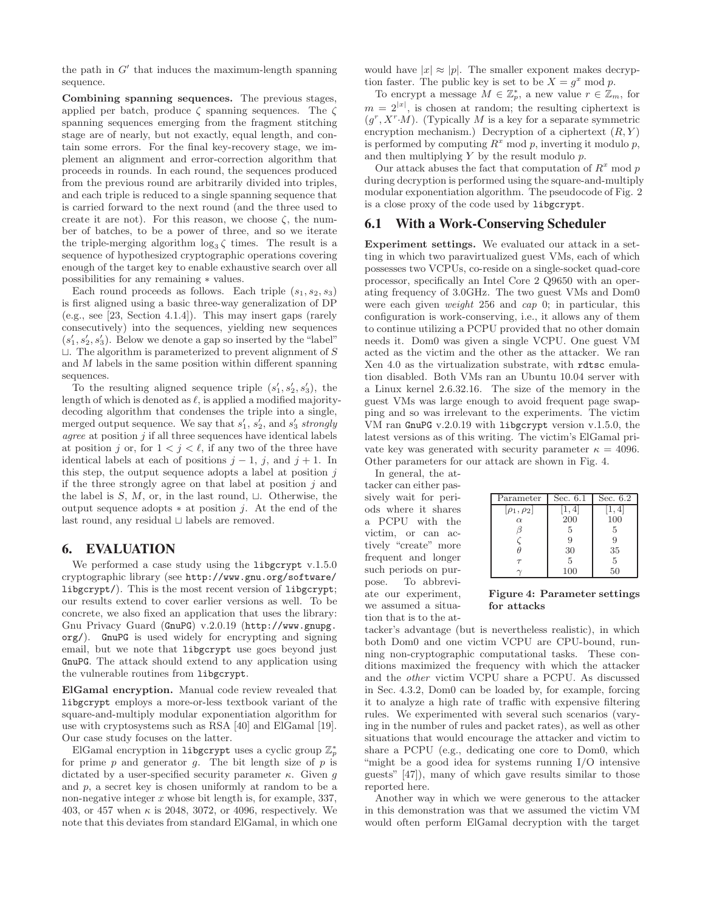the path in $G'$ that induces the maximum-length spanning sequence.

**Combining spanning sequences.** The previous stages, applied per batch, produce $\zeta$ spanning sequences. The $\zeta$ spanning sequences emerging from the fragment stitching stage are of nearly, but not exactly, equal length, and contain some errors. For the final key-recovery stage, we implement an alignment and error-correction algorithm that proceeds in rounds. In each round, the sequences produced from the previous round are arbitrarily divided into triples, and each triple is reduced to a single spanning sequence that is carried forward to the next round (and the three used to create it are not). For this reason, we choose $\zeta$, the number of batches, to be a power of three, and so we iterate the triple-merging algorithm $\log_3 \zeta$ times. The result is a sequence of hypothesized cryptographic operations covering enough of the target key to enable exhaustive search over all possibilities for any remaining $*$ values.

Each round proceeds as follows. Each triple $(s_1, s_2, s_3)$ is first aligned using a basic three-way generalization of DP (e.g., see [23, Section 4.1.4]). This may insert gaps (rarely consecutively) into the sequences, yielding new sequences $(s_1', s_2', s_3')$. Below we denote a gap so inserted by the "label" $\sqcup$. The algorithm is parameterized to prevent alignment of $S$ and $M$ labels in the same position within different spanning sequences.

To the resulting aligned sequence triple $(s_1', s_2', s_3')$, the length of which is denoted as $\ell$, is applied a modified majority-decoding algorithm that condenses the triple into a single, merged output sequence. We say that $s_1'$, $s_2'$, and $s_3'$ *strongly agree* at position $j$ if all three sequences have identical labels at position $j$ or, for $1 < j < \ell$, if any two of the three have identical labels at each of positions $j-1$, $j$, and $j+1$. In this step, the output sequence adopts a label at position $j$ if the three strongly agree on that label at position $j$ and the label is $S$, $M$, or, in the last round, $\sqcup$. Otherwise, the output sequence adopts $*$ at position $j$. At the end of the last round, any residual $\sqcup$ labels are removed.

# 6. EVALUATION

We performed a case study using the `libgcrypt` v.1.5.0 cryptographic library (see `http://www.gnu.org/software/libgcrypt/`). This is the most recent version of `libgcrypt`; our results extend to cover earlier versions as well. To be concrete, we also fixed an application that uses the library: Gnu Privacy Guard (`GnuPG`) v.2.0.19 (`http://www.gnupg.org/`). `GnuPG` is used widely for encrypting and signing email, but we note that `libgcrypt` use goes beyond just `GnuPG`. The attack should extend to any application using the vulnerable routines from `libgcrypt`.

**ElGamal encryption.** Manual code review revealed that `libgcrypt` employs a more-or-less textbook variant of the square-and-multiply modular exponentiation algorithm for use with cryptosystems such as RSA [40] and ElGamal [19]. Our case study focuses on the latter.

ElGamal encryption in `libgcrypt` uses a cyclic group $\mathbb{Z}_p^*$ for prime $p$ and generator $g$. The bit length size of $p$ is dictated by a user-specified security parameter $\kappa$. Given $g$ and $p$, a secret key is chosen uniformly at random to be a non-negative integer $x$ whose bit length is, for example, 337, 403, or 457 when $\kappa$ is 2048, 3072, or 4096, respectively. We note that this deviates from standard ElGamal, in which one would have $|x| \approx |p|$. The smaller exponent makes decryption faster. The public key is set to be $X = g^x \bmod p$.

To encrypt a message $M \in \mathbb{Z}_p^*$, a new value $r \in \mathbb{Z}_m$, for $m = 2^{|x|}$, is chosen at random; the resulting ciphertext is $(g^r, X^r \cdot M)$. (Typically $M$ is a key for a separate symmetric encryption mechanism.) Decryption of a ciphertext $(R, Y)$ is performed by computing $R^x \bmod p$, inverting it modulo $p$, and then multiplying $Y$ by the result modulo $p$.

Our attack abuses the fact that computation of $R^x \bmod p$ during decryption is performed using the square-and-multiply modular exponentiation algorithm. The pseudocode of Fig. 2 is a close proxy of the code used by `libgcrypt`.

## 6.1 With a Work-Conserving Scheduler

**Experiment settings.** We evaluated our attack in a setting in which two paravirtualized guest VMs, each of which possesses two VCPUs, co-reside on a single-socket quad-core processor, specifically an Intel Core 2 Q9650 with an operating frequency of 3.0GHz. The two guest VMs and Dom0 were each given *weight* 256 and *cap* 0; in particular, this configuration is work-conserving, i.e., it allows any of them to continue utilizing a PCPU provided that no other domain needs it. Dom0 was given a single VCPU. One guest VM acted as the victim and the other as the attacker. We ran Xen 4.0 as the virtualization substrate, with `rdtsc` emulation disabled. Both VMs ran an Ubuntu 10.04 server with a Linux kernel 2.6.32.16. The size of the memory in the guest VMs was large enough to avoid frequent page swapping and so was irrelevant to the experiments. The victim VM ran `GnuPG` v.2.0.19 with `libgcrypt` version v.1.5.0, the latest versions as of this writing. The victim's ElGamal private key was generated with security parameter $\kappa = 4096$. Other parameters for our attack are shown in Fig. 4.

| Parameter | Sec. 6.1 | Sec. 6.2 |
|---|---|---|
| $[\rho_1, \rho_2]$ | $[1, 4]$ | $[1, 4]$ |
| $\alpha$ | 200 | 100 |
| $\beta$ | 5 | 5 |
| $\zeta$ | 9 | 9 |
| $\theta$ | 30 | 35 |
| $\tau$ | 5 | 5 |
| $\gamma$ | 100 | 50 |

**Figure 4: Parameter settings for attacks**

In general, the attacker can either passively wait for periods where it shares a PCPU with the victim, or can actively "create" more frequent and longer such periods on purpose. To abbreviate our experiment, we assumed a situation that is to the attacker's advantage (but is nevertheless realistic), in which both Dom0 and one victim VCPU are CPU-bound, running non-cryptographic computational tasks. These conditions maximized the frequency with which the attacker and the *other* victim VCPU share a PCPU. As discussed in Sec. 4.3.2, Dom0 can be loaded by, for example, forcing it to analyze a high rate of traffic with expensive filtering rules. We experimented with several such scenarios (varying in the number of rules and packet rates), as well as other situations that would encourage the attacker and victim to share a PCPU (e.g., dedicating one core to Dom0, which "might be a good idea for systems running I/O intensive guests" [47]), many of which gave results similar to those reported here.

Another way in which we were generous to the attacker in this demonstration was that we assumed the victim VM would often perform ElGamal decryption with the target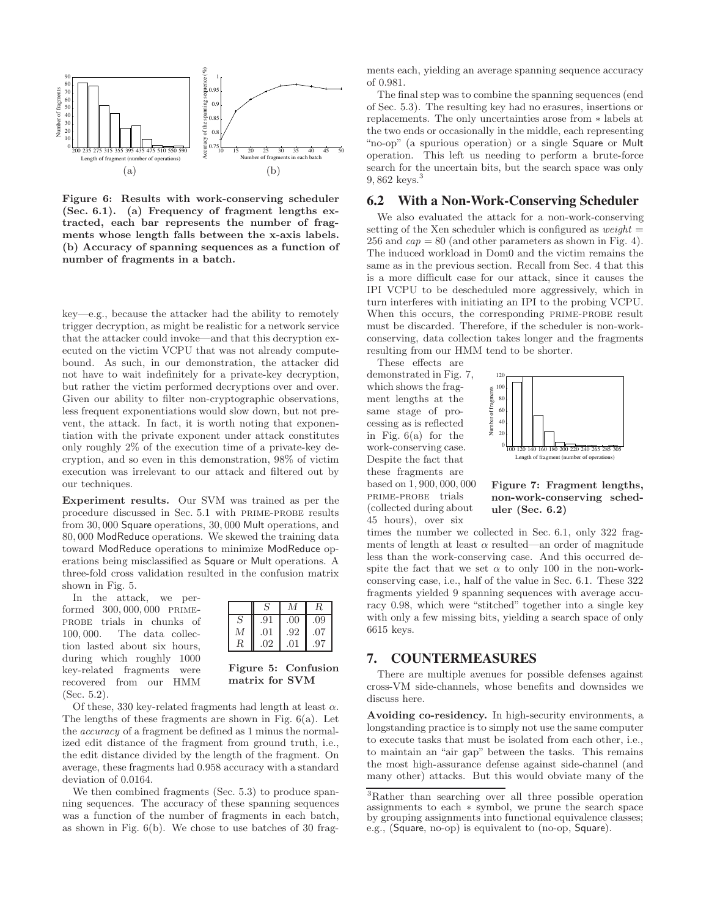Figure 6: Results with work-conserving scheduler (Sec. 6.1). (a) Frequency of fragment lengths extracted, each bar represents the number of fragments whose length falls between the x-axis labels. (b) Accuracy of spanning sequences as a function of number of fragments in a batch.

key—e.g., because the attacker had the ability to remotely trigger decryption, as might be realistic for a network service that the attacker could invoke—and that this decryption executed on the victim VCPU that was not already compute-bound. As such, in our demonstration, the attacker did not have to wait indefinitely for a private-key decryption, but rather the victim performed decryptions over and over. Given our ability to filter non-cryptographic observations, less frequent exponentiations would slow down, but not prevent, the attack. In fact, it is worth noting that exponentiation with the private exponent under attack constitutes only roughly 2% of the execution time of a private-key decryption, and so even in this demonstration, 98% of victim execution was irrelevant to our attack and filtered out by our techniques.

**Experiment results.** Our SVM was trained as per the procedure discussed in Sec. 5.1 with PRIME-PROBE results from 30,000 Square operations, 30,000 Mult operations, and 80,000 ModReduce operations. We skewed the training data toward ModReduce operations to minimize ModReduce operations being misclassified as Square or Mult operations. A three-fold cross validation resulted in the confusion matrix shown in Fig. 5.

|  | $S$ | $M$ | $R$ |
|---|---|---|---|
| $S$ | .91 | .00 | .09 |
| $M$ | .01 | .92 | .07 |
| $R$ | .02 | .01 | .97 |

Figure 5: Confusion matrix for SVM

In the attack, we performed 300,000,000 PRIME-PROBE trials in chunks of 100,000. The data collection lasted about six hours, during which roughly 1000 key-related fragments were recovered from our HMM (Sec. 5.2).

Of these, 330 key-related fragments had length at least $\alpha$. The lengths of these fragments are shown in Fig. 6(a). Let the *accuracy* of a fragment be defined as 1 minus the normalized edit distance of the fragment from ground truth, i.e., the edit distance divided by the length of the fragment. On average, these fragments had 0.958 accuracy with a standard deviation of 0.0164.

We then combined fragments (Sec. 5.3) to produce spanning sequences. The accuracy of these spanning sequences was a function of the number of fragments in each batch, as shown in Fig. 6(b). We chose to use batches of 30 fragments each, yielding an average spanning sequence accuracy of 0.981.

The final step was to combine the spanning sequences (end of Sec. 5.3). The resulting key had no erasures, insertions or replacements. The only uncertainties arose from $*$ labels at the two ends or occasionally in the middle, each representing "no-op" (a spurious operation) or a single Square or Mult operation. This left us needing to perform a brute-force search for the uncertain bits, but the search space was only 9,862 keys.[3]

## 6.2 With a Non-Work-Conserving Scheduler

We also evaluated the attack for a non-work-conserving setting of the Xen scheduler which is configured as $weight = 256$ and $cap = 80$ (and other parameters as shown in Fig. 4). The induced workload in Dom0 and the victim remains the same as in the previous section. Recall from Sec. 4 that this is a more difficult case for our attack, since it causes the IPI VCPU to be descheduled more aggressively, which in turn interferes with initiating an IPI to the probing VCPU. When this occurs, the corresponding PRIME-PROBE result must be discarded. Therefore, if the scheduler is non-work-conserving, data collection takes longer and the fragments resulting from our HMM tend to be shorter.

These effects are demonstrated in Fig. 7, which shows the fragment lengths at the same stage of processing as is reflected in Fig. 6(a) for the work-conserving case. Despite the fact that these fragments are based on 1,900,000,000 PRIME-PROBE trials (collected during about 45 hours), over six times the number we collected in Sec. 6.1, only 322 fragments of length at least $\alpha$ resulted—an order of magnitude less than the work-conserving case. And this occurred despite the fact that we set $\alpha$ to only 100 in the non-work-conserving case, i.e., half of the value in Sec. 6.1. These 322 fragments yielded 9 spanning sequences with average accuracy 0.98, which were "stitched" together into a single key with only a few missing bits, yielding a search space of only 6615 keys.

Figure 7: Fragment lengths, non-work-conserving scheduler (Sec. 6.2)

# 7. COUNTERMEASURES

There are multiple avenues for possible defenses against cross-VM side-channels, whose benefits and downsides we discuss here.

**Avoiding co-residency.** In high-security environments, a longstanding practice is to simply not use the same computer to execute tasks that must be isolated from each other, i.e., to maintain an "air gap" between the tasks. This remains the most high-assurance defense against side-channel (and many other) attacks. But this would obviate many of the

[3] Rather than searching over all three possible operation assignments to each $*$ symbol, we prune the search space by grouping assignments into functional equivalence classes; e.g., (Square, no-op) is equivalent to (no-op, Square).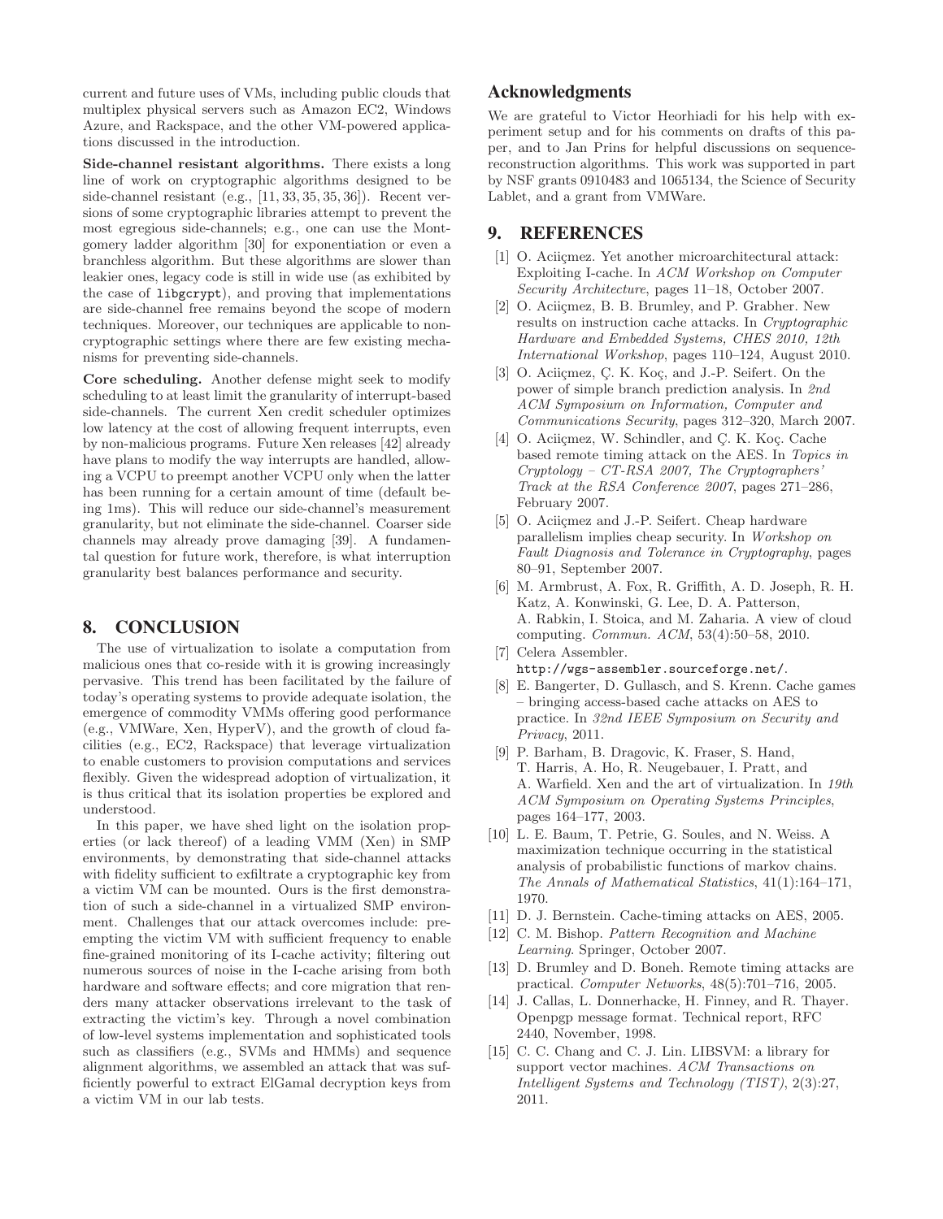current and future uses of VMs, including public clouds that multiplex physical servers such as Amazon EC2, Windows Azure, and Rackspace, and the other VM-powered applications discussed in the introduction.

**Side-channel resistant algorithms.** There exists a long line of work on cryptographic algorithms designed to be side-channel resistant (e.g., [11, 33, 35, 35, 36]). Recent versions of some cryptographic libraries attempt to prevent the most egregious side-channels; e.g., one can use the Montgomery ladder algorithm [30] for exponentiation or even a branchless algorithm. But these algorithms are slower than leakier ones, legacy code is still in wide use (as exhibited by the case of `libgcrypt`), and proving that implementations are side-channel free remains beyond the scope of modern techniques. Moreover, our techniques are applicable to noncryptographic settings where there are few existing mechanisms for preventing side-channels.

**Core scheduling.** Another defense might seek to modify scheduling to at least limit the granularity of interrupt-based side-channels. The current Xen credit scheduler optimizes low latency at the cost of allowing frequent interrupts, even by non-malicious programs. Future Xen releases [42] already have plans to modify the way interrupts are handled, allowing a VCPU to preempt another VCPU only when the latter has been running for a certain amount of time (default being 1ms). This will reduce our side-channel's measurement granularity, but not eliminate the side-channel. Coarser side channels may already prove damaging [39]. A fundamental question for future work, therefore, is what interruption granularity best balances performance and security.

## 8. CONCLUSION

The use of virtualization to isolate a computation from malicious ones that co-reside with it is growing increasingly pervasive. This trend has been facilitated by the failure of today's operating systems to provide adequate isolation, the emergence of commodity VMMs offering good performance (e.g., VMWare, Xen, HyperV), and the growth of cloud facilities (e.g., EC2, Rackspace) that leverage virtualization to enable customers to provision computations and services flexibly. Given the widespread adoption of virtualization, it is thus critical that its isolation properties be explored and understood.

In this paper, we have shed light on the isolation properties (or lack thereof) of a leading VMM (Xen) in SMP environments, by demonstrating that side-channel attacks with fidelity sufficient to exfiltrate a cryptographic key from a victim VM can be mounted. Ours is the first demonstration of such a side-channel in a virtualized SMP environment. Challenges that our attack overcomes include: preempting the victim VM with sufficient frequency to enable fine-grained monitoring of its I-cache activity; filtering out numerous sources of noise in the I-cache arising from both hardware and software effects; and core migration that renders many attacker observations irrelevant to the task of extracting the victim's key. Through a novel combination of low-level systems implementation and sophisticated tools such as classifiers (e.g., SVMs and HMMs) and sequence alignment algorithms, we assembled an attack that was sufficiently powerful to extract ElGamal decryption keys from a victim VM in our lab tests.

## Acknowledgments

We are grateful to Victor Heorhiadi for his help with experiment setup and for his comments on drafts of this paper, and to Jan Prins for helpful discussions on sequence-reconstruction algorithms. This work was supported in part by NSF grants 0910483 and 1065134, the Science of Security Lablet, and a grant from VMWare.

## 9. REFERENCES

- [1] O. Aciiçmez. Yet another microarchitectural attack: Exploiting I-cache. In *ACM Workshop on Computer Security Architecture*, pages 11–18, October 2007.
- [2] O. Aciiçmez, B. B. Brumley, and P. Grabher. New results on instruction cache attacks. In *Cryptographic Hardware and Embedded Systems, CHES 2010, 12th International Workshop*, pages 110–124, August 2010.
- [3] O. Aciiçmez, Ç. K. Koç, and J.-P. Seifert. On the power of simple branch prediction analysis. In *2nd ACM Symposium on Information, Computer and Communications Security*, pages 312–320, March 2007.
- [4] O. Aciiçmez, W. Schindler, and Ç. K. Koç. Cache based remote timing attack on the AES. In *Topics in Cryptology – CT-RSA 2007, The Cryptographers' Track at the RSA Conference 2007*, pages 271–286, February 2007.
- [5] O. Aciiçmez and J.-P. Seifert. Cheap hardware parallelism implies cheap security. In *Workshop on Fault Diagnosis and Tolerance in Cryptography*, pages 80–91, September 2007.
- [6] M. Armbrust, A. Fox, R. Griffith, A. D. Joseph, R. H. Katz, A. Konwinski, G. Lee, D. A. Patterson, A. Rabkin, I. Stoica, and M. Zaharia. A view of cloud computing. *Commun. ACM*, 53(4):50–58, 2010.
- [7] Celera Assembler. `http://wgs-assembler.sourceforge.net/`.
- [8] E. Bangerter, D. Gullasch, and S. Krenn. Cache games – bringing access-based cache attacks on AES to practice. In *32nd IEEE Symposium on Security and Privacy*, 2011.
- [9] P. Barham, B. Dragovic, K. Fraser, S. Hand, T. Harris, A. Ho, R. Neugebauer, I. Pratt, and A. Warfield. Xen and the art of virtualization. In *19th ACM Symposium on Operating Systems Principles*, pages 164–177, 2003.
- [10] L. E. Baum, T. Petrie, G. Soules, and N. Weiss. A maximization technique occurring in the statistical analysis of probabilistic functions of markov chains. *The Annals of Mathematical Statistics*, 41(1):164–171, 1970.
- [11] D. J. Bernstein. Cache-timing attacks on AES, 2005.
- [12] C. M. Bishop. *Pattern Recognition and Machine Learning*. Springer, October 2007.
- [13] D. Brumley and D. Boneh. Remote timing attacks are practical. *Computer Networks*, 48(5):701–716, 2005.
- [14] J. Callas, L. Donnerhacke, H. Finney, and R. Thayer. Openpgp message format. Technical report, RFC 2440, November, 1998.
- [15] C. C. Chang and C. J. Lin. LIBSVM: a library for support vector machines. *ACM Transactions on Intelligent Systems and Technology (TIST)*, 2(3):27, 2011.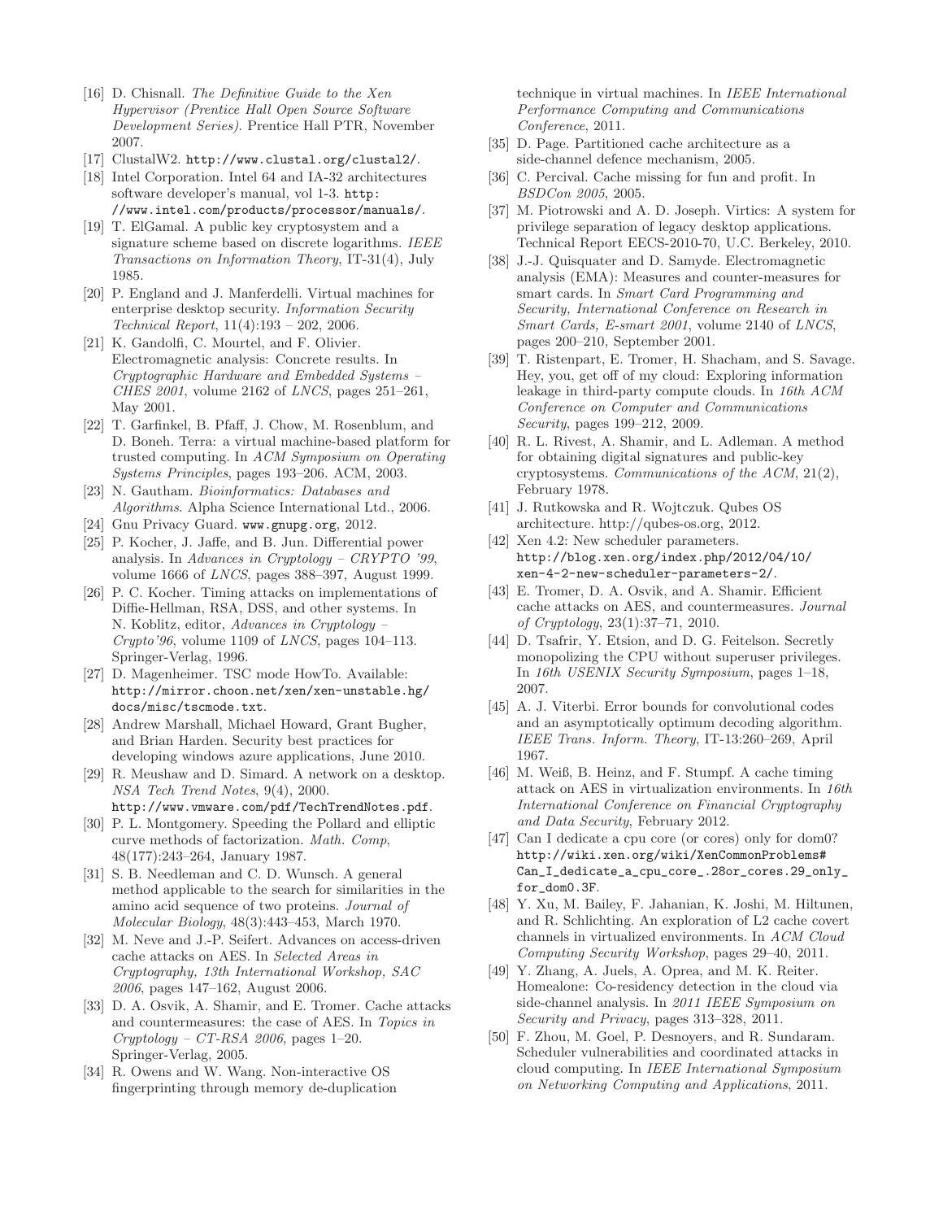[16] D. Chisnall. *The Definitive Guide to the Xen Hypervisor (Prentice Hall Open Source Software Development Series)*. Prentice Hall PTR, November 2007.

[17] ClustalW2. http://www.clustal.org/clustal2/.

[18] Intel Corporation. Intel 64 and IA-32 architectures software developer's manual, vol 1-3. http://www.intel.com/products/processor/manuals/.

[19] T. ElGamal. A public key cryptosystem and a signature scheme based on discrete logarithms. *IEEE Transactions on Information Theory*, IT-31(4), July 1985.

[20] P. England and J. Manferdelli. Virtual machines for enterprise desktop security. *Information Security Technical Report*, 11(4):193 – 202, 2006.

[21] K. Gandolfi, C. Mourtel, and F. Olivier. Electromagnetic analysis: Concrete results. In *Cryptographic Hardware and Embedded Systems – CHES 2001*, volume 2162 of *LNCS*, pages 251–261, May 2001.

[22] T. Garfinkel, B. Pfaff, J. Chow, M. Rosenblum, and D. Boneh. Terra: a virtual machine-based platform for trusted computing. In *ACM Symposium on Operating Systems Principles*, pages 193–206. ACM, 2003.

[23] N. Gautham. *Bioinformatics: Databases and Algorithms*. Alpha Science International Ltd., 2006.

[24] Gnu Privacy Guard. www.gnupg.org, 2012.

[25] P. Kocher, J. Jaffe, and B. Jun. Differential power analysis. In *Advances in Cryptology – CRYPTO '99*, volume 1666 of *LNCS*, pages 388–397, August 1999.

[26] P. C. Kocher. Timing attacks on implementations of Diffie-Hellman, RSA, DSS, and other systems. In N. Koblitz, editor, *Advances in Cryptology – Crypto'96*, volume 1109 of *LNCS*, pages 104–113. Springer-Verlag, 1996.

[27] D. Magenheimer. TSC mode HowTo. Available: http://mirror.choon.net/xen/xen-unstable.hg/docs/misc/tscmode.txt.

[28] Andrew Marshall, Michael Howard, Grant Bugher, and Brian Harden. Security best practices for developing windows azure applications, June 2010.

[29] R. Meushaw and D. Simard. A network on a desktop. *NSA Tech Trend Notes*, 9(4), 2000. http://www.vmware.com/pdf/TechTrendNotes.pdf.

[30] P. L. Montgomery. Speeding the Pollard and elliptic curve methods of factorization. *Math. Comp*, 48(177):243–264, January 1987.

[31] S. B. Needleman and C. D. Wunsch. A general method applicable to the search for similarities in the amino acid sequence of two proteins. *Journal of Molecular Biology*, 48(3):443–453, March 1970.

[32] M. Neve and J.-P. Seifert. Advances on access-driven cache attacks on AES. In *Selected Areas in Cryptography, 13th International Workshop, SAC 2006*, pages 147–162, August 2006.

[33] D. A. Osvik, A. Shamir, and E. Tromer. Cache attacks and countermeasures: the case of AES. In *Topics in Cryptology – CT-RSA 2006*, pages 1–20. Springer-Verlag, 2005.

[34] R. Owens and W. Wang. Non-interactive OS fingerprinting through memory de-duplication technique in virtual machines. In *IEEE International Performance Computing and Communications Conference*, 2011.

[35] D. Page. Partitioned cache architecture as a side-channel defence mechanism, 2005.

[36] C. Percival. Cache missing for fun and profit. In *BSDCon 2005*, 2005.

[37] M. Piotrowski and A. D. Joseph. Virtics: A system for privilege separation of legacy desktop applications. Technical Report EECS-2010-70, U.C. Berkeley, 2010.

[38] J.-J. Quisquater and D. Samyde. Electromagnetic analysis (EMA): Measures and counter-measures for smart cards. In *Smart Card Programming and Security, International Conference on Research in Smart Cards, E-smart 2001*, volume 2140 of *LNCS*, pages 200–210, September 2001.

[39] T. Ristenpart, E. Tromer, H. Shacham, and S. Savage. Hey, you, get off of my cloud: Exploring information leakage in third-party compute clouds. In *16th ACM Conference on Computer and Communications Security*, pages 199–212, 2009.

[40] R. L. Rivest, A. Shamir, and L. Adleman. A method for obtaining digital signatures and public-key cryptosystems. *Communications of the ACM*, 21(2), February 1978.

[41] J. Rutkowska and R. Wojtczuk. Qubes OS architecture. http://qubes-os.org, 2012.

[42] Xen 4.2: New scheduler parameters. http://blog.xen.org/index.php/2012/04/10/xen-4-2-new-scheduler-parameters-2/.

[43] E. Tromer, D. A. Osvik, and A. Shamir. Efficient cache attacks on AES, and countermeasures. *Journal of Cryptology*, 23(1):37–71, 2010.

[44] D. Tsafrir, Y. Etsion, and D. G. Feitelson. Secretly monopolizing the CPU without superuser privileges. In *16th USENIX Security Symposium*, pages 1–18, 2007.

[45] A. J. Viterbi. Error bounds for convolutional codes and an asymptotically optimum decoding algorithm. *IEEE Trans. Inform. Theory*, IT-13:260–269, April 1967.

[46] M. Weiß, B. Heinz, and F. Stumpf. A cache timing attack on AES in virtualization environments. In *16th International Conference on Financial Cryptography and Data Security*, February 2012.

[47] Can I dedicate a cpu core (or cores) only for dom0? http://wiki.xen.org/wiki/XenCommonProblems#Can_I_dedicate_a_cpu_core_.28or_cores.29_only_for_dom0.3F.

[48] Y. Xu, M. Bailey, F. Jahanian, K. Joshi, M. Hiltunen, and R. Schlichting. An exploration of L2 cache covert channels in virtualized environments. In *ACM Cloud Computing Security Workshop*, pages 29–40, 2011.

[49] Y. Zhang, A. Juels, A. Oprea, and M. K. Reiter. Homealone: Co-residency detection in the cloud via side-channel analysis. In *2011 IEEE Symposium on Security and Privacy*, pages 313–328, 2011.

[50] F. Zhou, M. Goel, P. Desnoyers, and R. Sundaram. Scheduler vulnerabilities and coordinated attacks in cloud computing. In *IEEE International Symposium on Networking Computing and Applications*, 2011.